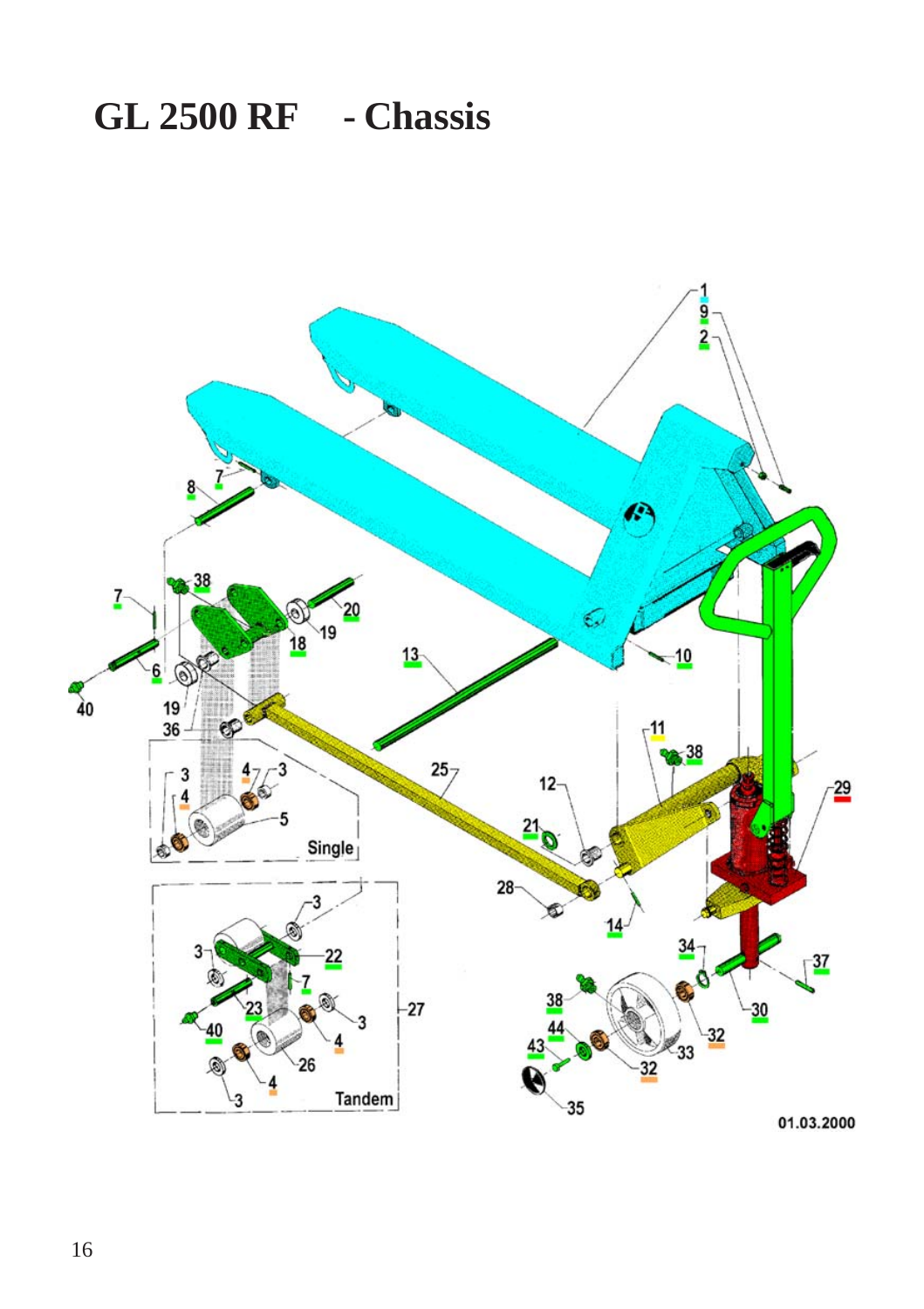# GL 2500 RF - Chassis

01.03.2000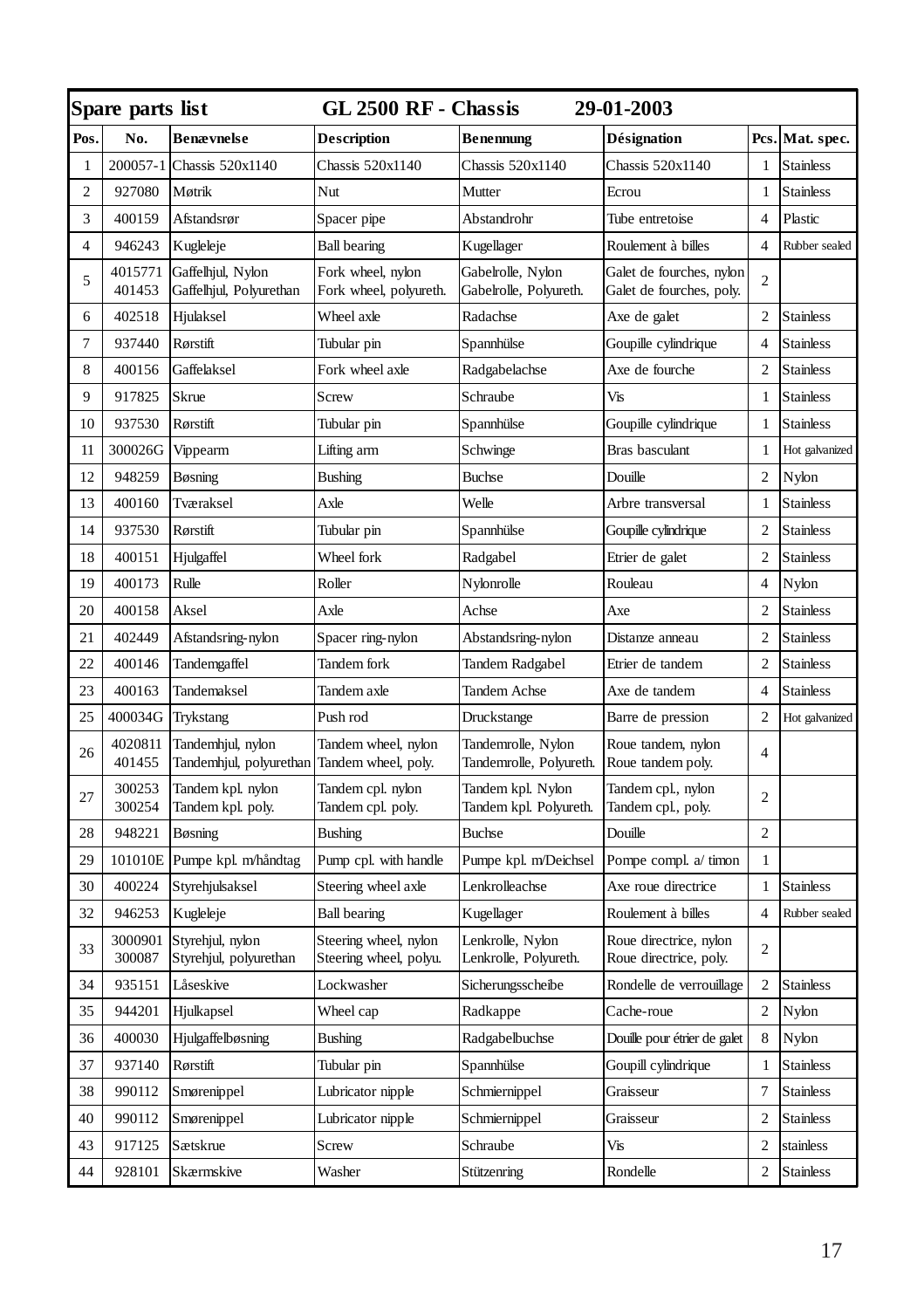| Spare parts list | | GL 2500 RF - Chassis | | 29-01-2003 | | |
|---|---|---|---|---|---|---|
| **Pos.** | **No.** | **Benævnelse** | **Description** | **Benennung** | **Désignation** | **Pcs.** | **Mat. spec.** |

| Pos. | No. | Benævnelse | Description | Benennung | Désignation | Pcs. | Mat. spec. |
|---|---|---|---|---|---|---|---|
| 1 | 200057-1 | Chassis 520x1140 | Chassis 520x1140 | Chassis 520x1140 | Chassis 520x1140 | 1 | Stainless |
| 2 | 927080 | Møtrik | Nut | Mutter | Ecrou | 1 | Stainless |
| 3 | 400159 | Afstandsrør | Spacer pipe | Abstandrohr | Tube entretoise | 4 | Plastic |
| 4 | 946243 | Kugleleje | Ball bearing | Kugellager | Roulement à billes | 4 | Rubber sealed |
| 5 | 4015771<br>401453 | Gaffelhjul, Nylon<br>Gaffelhjul, Polyurethan | Fork wheel, nylon<br>Fork wheel, polyureth. | Gabelrolle, Nylon<br>Gabelrolle, Polyureth. | Galet de fourches, nylon<br>Galet de fourches, poly. | 2 | |
| 6 | 402518 | Hjulaksel | Wheel axle | Radachse | Axe de galet | 2 | Stainless |
| 7 | 937440 | Rørstift | Tubular pin | Spannhülse | Goupille cylindrique | 4 | Stainless |
| 8 | 400156 | Gaffelaksel | Fork wheel axle | Radgabelachse | Axe de fourche | 2 | Stainless |
| 9 | 917825 | Skrue | Screw | Schraube | Vis | 1 | Stainless |
| 10 | 937530 | Rørstift | Tubular pin | Spannhülse | Goupille cylindrique | 1 | Stainless |
| 11 | 300026G | Vippearm | Lifting arm | Schwinge | Bras basculant | 1 | Hot galvanized |
| 12 | 948259 | Bøsning | Bushing | Buchse | Douille | 2 | Nylon |
| 13 | 400160 | Tværaksel | Axle | Welle | Arbre transversal | 1 | Stainless |
| 14 | 937530 | Rørstift | Tubular pin | Spannhülse | Goupille cylindrique | 2 | Stainless |
| 18 | 400151 | Hjulgaffel | Wheel fork | Radgabel | Etrier de galet | 2 | Stainless |
| 19 | 400173 | Rulle | Roller | Nylonrolle | Rouleau | 4 | Nylon |
| 20 | 400158 | Aksel | Axle | Achse | Axe | 2 | Stainless |
| 21 | 402449 | Afstandsring-nylon | Spacer ring-nylon | Abstandsring-nylon | Distanze anneau | 2 | Stainless |
| 22 | 400146 | Tandemgaffel | Tandem fork | Tandem Radgabel | Etrier de tandem | 2 | Stainless |
| 23 | 400163 | Tandemaksel | Tandem axle | Tandem Achse | Axe de tandem | 4 | Stainless |
| 25 | 400034G | Trykstang | Push rod | Druckstange | Barre de pression | 2 | Hot galvanized |
| 26 | 4020811<br>401455 | Tandemhjul, nylon<br>Tandemhjul, polyurethan | Tandem wheel, nylon<br>Tandem wheel, poly. | Tandemrolle, Nylon<br>Tandemrolle, Polyureth. | Roue tandem, nylon<br>Roue tandem poly. | 4 | |
| 27 | 300253<br>300254 | Tandem kpl. nylon<br>Tandem kpl. poly. | Tandem cpl. nylon<br>Tandem cpl. poly. | Tandem kpl. Nylon<br>Tandem kpl. Polyureth. | Tandem cpl., nylon<br>Tandem cpl., poly. | 2 | |
| 28 | 948221 | Bøsning | Bushing | Buchse | Douille | 2 | |
| 29 | 101010E | Pumpe kpl. m/håndtag | Pump cpl. with handle | Pumpe kpl. m/Deichsel | Pompe compl. a/ timon | 1 | |
| 30 | 400224 | Styrehjulsaksel | Steering wheel axle | Lenkrolleachse | Axe roue directrice | 1 | Stainless |
| 32 | 946253 | Kugleleje | Ball bearing | Kugellager | Roulement à billes | 4 | Rubber sealed |
| 33 | 3000901<br>300087 | Styrehjul, nylon<br>Styrehjul, polyurethan | Steering wheel, nylon<br>Steering wheel, polyu. | Lenkrolle, Nylon<br>Lenkrolle, Polyureth. | Roue directrice, nylon<br>Roue directrice, poly. | 2 | |
| 34 | 935151 | Låseskive | Lockwasher | Sicherungsscheibe | Rondelle de verrouillage | 2 | Stainless |
| 35 | 944201 | Hjulkapsel | Wheel cap | Radkappe | Cache-roue | 2 | Nylon |
| 36 | 400030 | Hjulgaffelbøsning | Bushing | Radgabelbuchse | Douille pour étrier de galet | 8 | Nylon |
| 37 | 937140 | Rørstift | Tubular pin | Spannhülse | Goupill cylindrique | 1 | Stainless |
| 38 | 990112 | Smørenippel | Lubricator nipple | Schmiernippel | Graisseur | 7 | Stainless |
| 40 | 990112 | Smørenippel | Lubricator nipple | Schmiernippel | Graisseur | 2 | Stainless |
| 43 | 917125 | Sætskrue | Screw | Schraube | Vis | 2 | stainless |
| 44 | 928101 | Skærmskive | Washer | Stützenring | Rondelle | 2 | Stainless |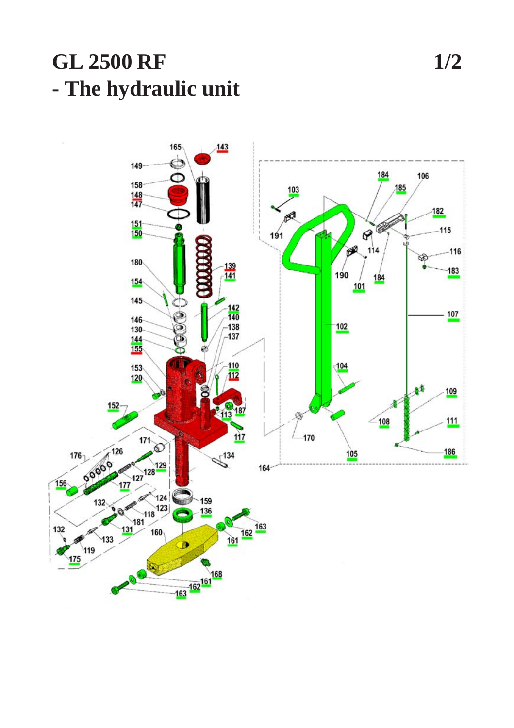# GL 2500 RF

## - The hydraulic unit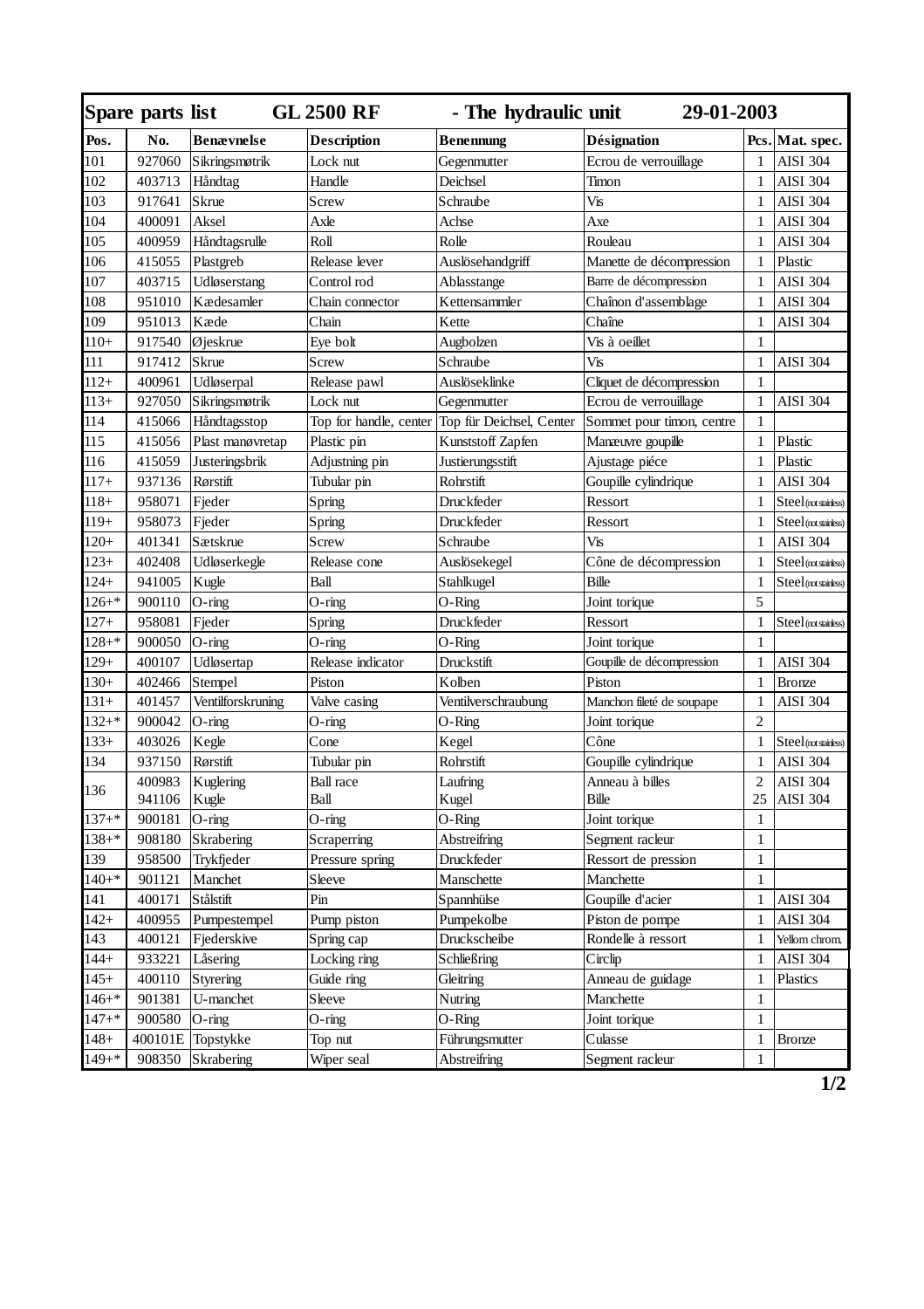| **Spare parts list** | | **GL 2500 RF** | | **- The hydraulic unit** | **29-01-2003** | | |
|---|---|---|---|---|---|---|---|
| **Pos.** | **No.** | **Benævnelse** | **Description** | **Benennung** | **Désignation** | **Pcs.** | **Mat. spec.** |
| 101 | 927060 | Sikringsmøtrik | Lock nut | Gegenmutter | Ecrou de verrouillage | 1 | AISI 304 |
| 102 | 403713 | Håndtag | Handle | Deichsel | Timon | 1 | AISI 304 |
| 103 | 917641 | Skrue | Screw | Schraube | Vis | 1 | AISI 304 |
| 104 | 400091 | Aksel | Axle | Achse | Axe | 1 | AISI 304 |
| 105 | 400959 | Håndtagsrulle | Roll | Rolle | Rouleau | 1 | AISI 304 |
| 106 | 415055 | Plastgreb | Release lever | Auslösehandgriff | Manette de décompression | 1 | Plastic |
| 107 | 403715 | Udløserstang | Control rod | Ablasstange | Barre de décompression | 1 | AISI 304 |
| 108 | 951010 | Kædesamler | Chain connector | Kettensammler | Chaînon d'assemblage | 1 | AISI 304 |
| 109 | 951013 | Kæde | Chain | Kette | Chaîne | 1 | AISI 304 |
| 110+ | 917540 | Øjeskrue | Eye bolt | Augbolzen | Vis à oeillet | 1 | |
| 111 | 917412 | Skrue | Screw | Schraube | Vis | 1 | AISI 304 |
| 112+ | 400961 | Udløserpal | Release pawl | Auslöseklinke | Cliquet de décompression | 1 | |
| 113+ | 927050 | Sikringsmøtrik | Lock nut | Gegenmutter | Ecrou de verrouillage | 1 | AISI 304 |
| 114 | 415066 | Håndtagsstop | Top for handle, center | Top für Deichsel, Center | Sommet pour timon, centre | 1 | |
| 115 | 415056 | Plast manøvretap | Plastic pin | Kunststoff Zapfen | Manœuvre goupille | 1 | Plastic |
| 116 | 415059 | Justeringsbrik | Adjustning pin | Justierungsstift | Ajustage piéce | 1 | Plastic |
| 117+ | 937136 | Rørstift | Tubular pin | Rohrstift | Goupille cylindrique | 1 | AISI 304 |
| 118+ | 958071 | Fjeder | Spring | Druckfeder | Ressort | 1 | Steel (not stainless) |
| 119+ | 958073 | Fjeder | Spring | Druckfeder | Ressort | 1 | Steel (not stainless) |
| 120+ | 401341 | Sætskrue | Screw | Schraube | Vis | 1 | AISI 304 |
| 123+ | 402408 | Udløserkegle | Release cone | Auslösekegel | Cône de décompression | 1 | Steel (not stainless) |
| 124+ | 941005 | Kugle | Ball | Stahlkugel | Bille | 1 | Steel (not stainless) |
| 126+* | 900110 | O-ring | O-ring | O-Ring | Joint torique | 5 | |
| 127+ | 958081 | Fjeder | Spring | Druckfeder | Ressort | 1 | Steel (not stainless) |
| 128+* | 900050 | O-ring | O-ring | O-Ring | Joint torique | 1 | |
| 129+ | 400107 | Udløsertap | Release indicator | Druckstift | Goupille de décompression | 1 | AISI 304 |
| 130+ | 402466 | Stempel | Piston | Kolben | Piston | 1 | Bronze |
| 131+ | 401457 | Ventilforskruning | Valve casing | Ventilverschraubung | Manchon fileté de soupape | 1 | AISI 304 |
| 132+* | 900042 | O-ring | O-ring | O-Ring | Joint torique | 2 | |
| 133+ | 403026 | Kegle | Cone | Kegel | Cône | 1 | Steel (not stainless) |
| 134 | 937150 | Rørstift | Tubular pin | Rohrstift | Goupille cylindrique | 1 | AISI 304 |
| 136 | 400983<br>941106 | Kuglering<br>Kugle | Ball race<br>Ball | Laufring<br>Kugel | Anneau à billes<br>Bille | 2<br>25 | AISI 304<br>AISI 304 |
| 137+* | 900181 | O-ring | O-ring | O-Ring | Joint torique | 1 | |
| 138+* | 908180 | Skrabering | Scraperring | Abstreifring | Segment racleur | 1 | |
| 139 | 958500 | Trykfjeder | Pressure spring | Druckfeder | Ressort de pression | 1 | |
| 140+* | 901121 | Manchet | Sleeve | Manschette | Manchette | 1 | |
| 141 | 400171 | Stålstift | Pin | Spannhülse | Goupille d'acier | 1 | AISI 304 |
| 142+ | 400955 | Pumpestempel | Pump piston | Pumpekolbe | Piston de pompe | 1 | AISI 304 |
| 143 | 400121 | Fjederskive | Spring cap | Druckscheibe | Rondelle à ressort | 1 | Yellom chrom. |
| 144+ | 933221 | Låsering | Locking ring | Schließring | Circlip | 1 | AISI 304 |
| 145+ | 400110 | Styrering | Guide ring | Gleitring | Anneau de guidage | 1 | Plastics |
| 146+* | 901381 | U-manchet | Sleeve | Nutring | Manchette | 1 | |
| 147+* | 900580 | O-ring | O-ring | O-Ring | Joint torique | 1 | |
| 148+ | 400101E | Topstykke | Top nut | Führungsmutter | Culasse | 1 | Bronze |
| 149+* | 908350 | Skrabering | Wiper seal | Abstreifring | Segment racleur | 1 | |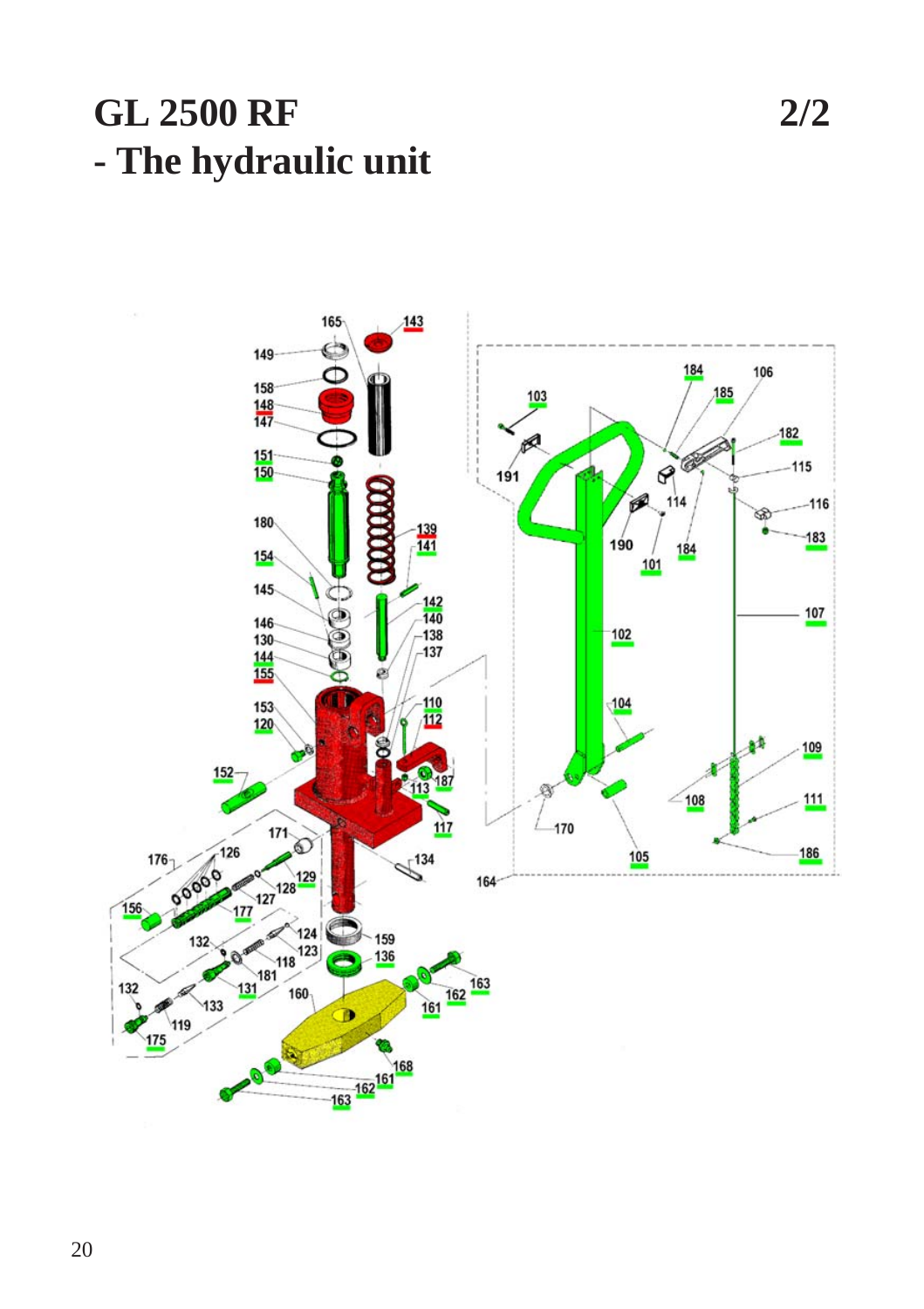# GL 2500 RF 2/2
# - The hydraulic unit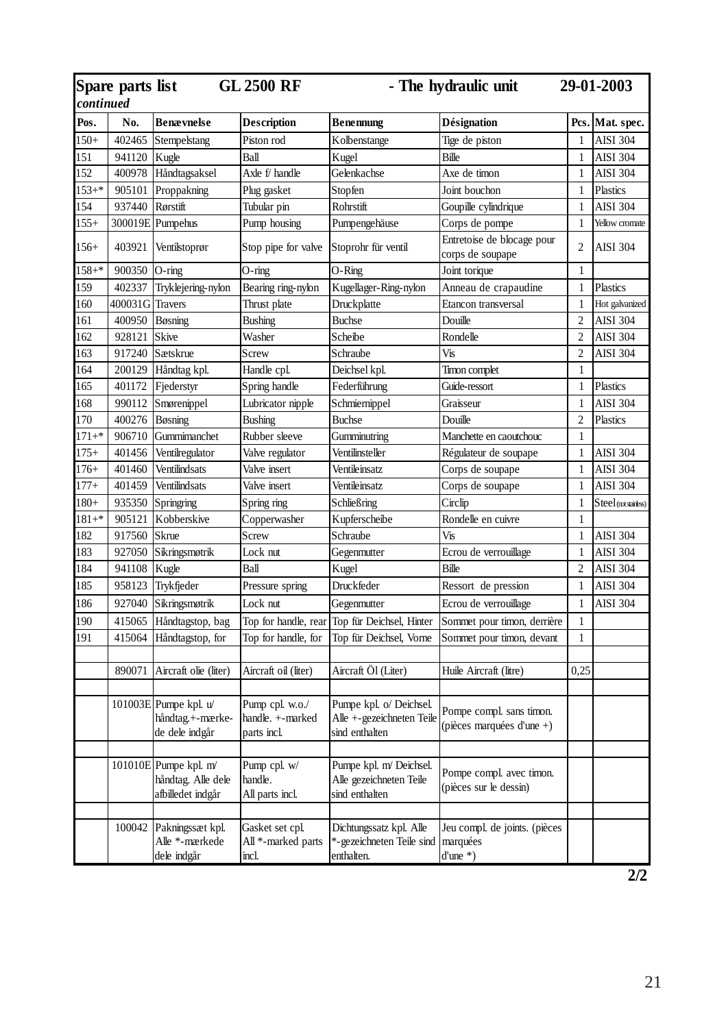**Spare parts list GL 2500 RF - The hydraulic unit 29-01-2003**
*continued*

| Pos. | No. | Benævnelse | Description | Benennung | Désignation | Pcs. | Mat. spec. |
|---|---|---|---|---|---|---|---|
| 150+ | 402465 | Stempelstang | Piston rod | Kolbenstange | Tige de piston | 1 | AISI 304 |
| 151 | 941120 | Kugle | Ball | Kugel | Bille | 1 | AISI 304 |
| 152 | 400978 | Håndtagsaksel | Axle f/ handle | Gelenkachse | Axe de timon | 1 | AISI 304 |
| 153+* | 905101 | Proppakning | Plug gasket | Stopfen | Joint bouchon | 1 | Plastics |
| 154 | 937440 | Rørstift | Tubular pin | Rohrstift | Goupille cylindrique | 1 | AISI 304 |
| 155+ | 300019E | Pumpehus | Pump housing | Pumpengehäuse | Corps de pompe | 1 | Yellow cromate |
| 156+ | 403921 | Ventilstoprør | Stop pipe for valve | Stoprohr für ventil | Entretoise de blocage pour corps de soupape | 2 | AISI 304 |
| 158+* | 900350 | O-ring | O-ring | O-Ring | Joint torique | 1 | |
| 159 | 402337 | Tryklejering-nylon | Bearing ring-nylon | Kugellager-Ring-nylon | Anneau de crapaudine | 1 | Plastics |
| 160 | 400031G | Travers | Thrust plate | Druckplatte | Etancon transversal | 1 | Hot galvanized |
| 161 | 400950 | Bøsning | Bushing | Buchse | Douille | 2 | AISI 304 |
| 162 | 928121 | Skive | Washer | Scheibe | Rondelle | 2 | AISI 304 |
| 163 | 917240 | Sætskrue | Screw | Schraube | Vis | 2 | AISI 304 |
| 164 | 200129 | Håndtag kpl. | Handle cpl. | Deichsel kpl. | Timon complet | 1 | |
| 165 | 401172 | Fjederstyr | Spring handle | Federführung | Guide-ressort | 1 | Plastics |
| 168 | 990112 | Smørenippel | Lubricator nipple | Schmiernippel | Graisseur | 1 | AISI 304 |
| 170 | 400276 | Bøsning | Bushing | Buchse | Douille | 2 | Plastics |
| 171+* | 906710 | Gummimanchet | Rubber sleeve | Gumminutring | Manchette en caoutchouc | 1 | |
| 175+ | 401456 | Ventilregulator | Valve regulator | Ventilinsteller | Régulateur de soupape | 1 | AISI 304 |
| 176+ | 401460 | Ventilindsats | Valve insert | Ventileinsatz | Corps de soupape | 1 | AISI 304 |
| 177+ | 401459 | Ventilindsats | Valve insert | Ventileinsatz | Corps de soupape | 1 | AISI 304 |
| 180+ | 935350 | Springring | Spring ring | Schließring | Circlip | 1 | Steel (not stainless) |
| 181+* | 905121 | Kobberskive | Copperwasher | Kupferscheibe | Rondelle en cuivre | 1 | |
| 182 | 917560 | Skrue | Screw | Schraube | Vis | 1 | AISI 304 |
| 183 | 927050 | Sikringsmøtrik | Lock nut | Gegenmutter | Ecrou de verrouillage | 1 | AISI 304 |
| 184 | 941108 | Kugle | Ball | Kugel | Bille | 2 | AISI 304 |
| 185 | 958123 | Trykfjeder | Pressure spring | Druckfeder | Ressort de pression | 1 | AISI 304 |
| 186 | 927040 | Sikringsmøtrik | Lock nut | Gegenmutter | Ecrou de verrouillage | 1 | AISI 304 |
| 190 | 415065 | Håndtagstop, bag | Top for handle, rear | Top für Deichsel, Hinter | Sommet pour timon, derrière | 1 | |
| 191 | 415064 | Håndtagstop, for | Top for handle, for | Top für Deichsel, Vorne | Sommet pour timon, devant | 1 | |
| | | | | | | | |
| | 890071 | Aircraft olie (liter) | Aircraft oil (liter) | Aircraft Öl (Liter) | Huile Aircraft (litre) | 0,25 | |
| | | | | | | | |
| | 101003E | Pumpe kpl. u/ håndtag.+-mærke-de dele indgår | Pump cpl. w.o./ handle. +-marked parts incl. | Pumpe kpl. o/ Deichsel. Alle +-gezeichneten Teile sind enthalten | Pompe compl. sans timon. (pièces marquées d'une +) | | |
| | | | | | | | |
| | 101010E | Pumpe kpl. m/ håndtag. Alle dele afbilledet indgår | Pump cpl. w/ handle. All parts incl. | Pumpe kpl. m/ Deichsel. Alle gezeichneten Teile sind enthalten | Pompe compl. avec timon. (pièces sur le dessin) | | |
| | | | | | | | |
| | 100042 | Pakningssæt kpl. Alle *-mærkede dele indgår | Gasket set cpl. All *-marked parts incl. | Dichtungssatz kpl. Alle *-gezeichneten Teile sind enthalten. | Jeu compl. de joints. (pièces marquées d'une *) | | |

**2/2**